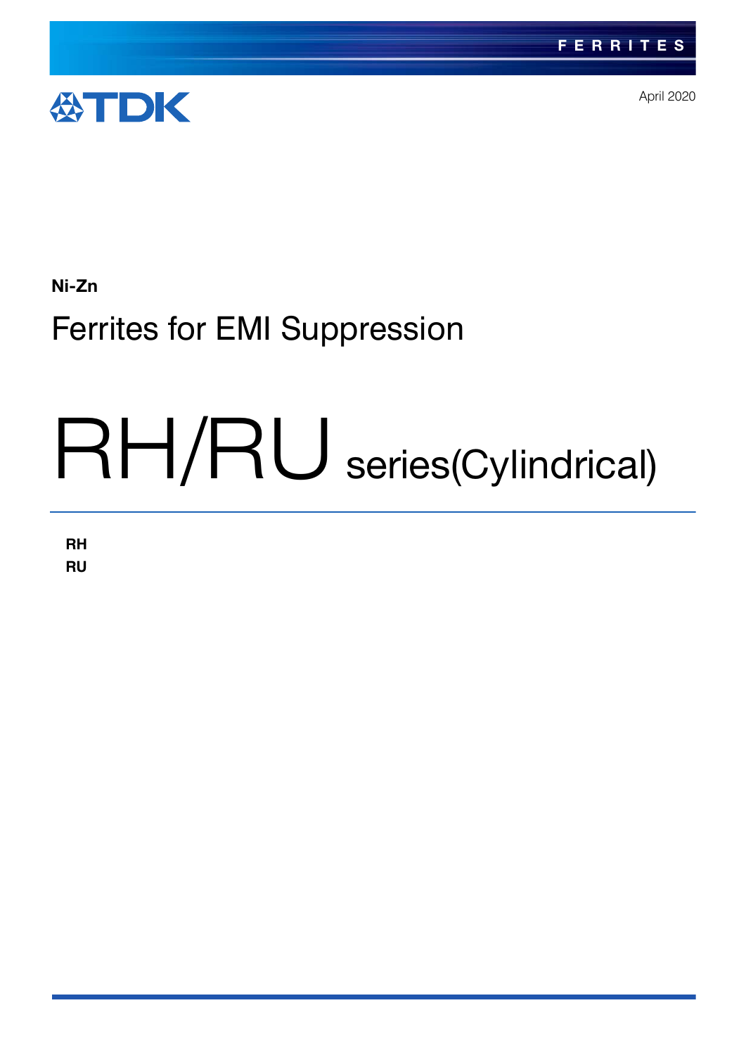FERRITES

TDK

April 2020

**Ni-Zn**

## Ferrites for EMI Suppression

# RH/RU series(Cylindrical)

**RH**
**RU**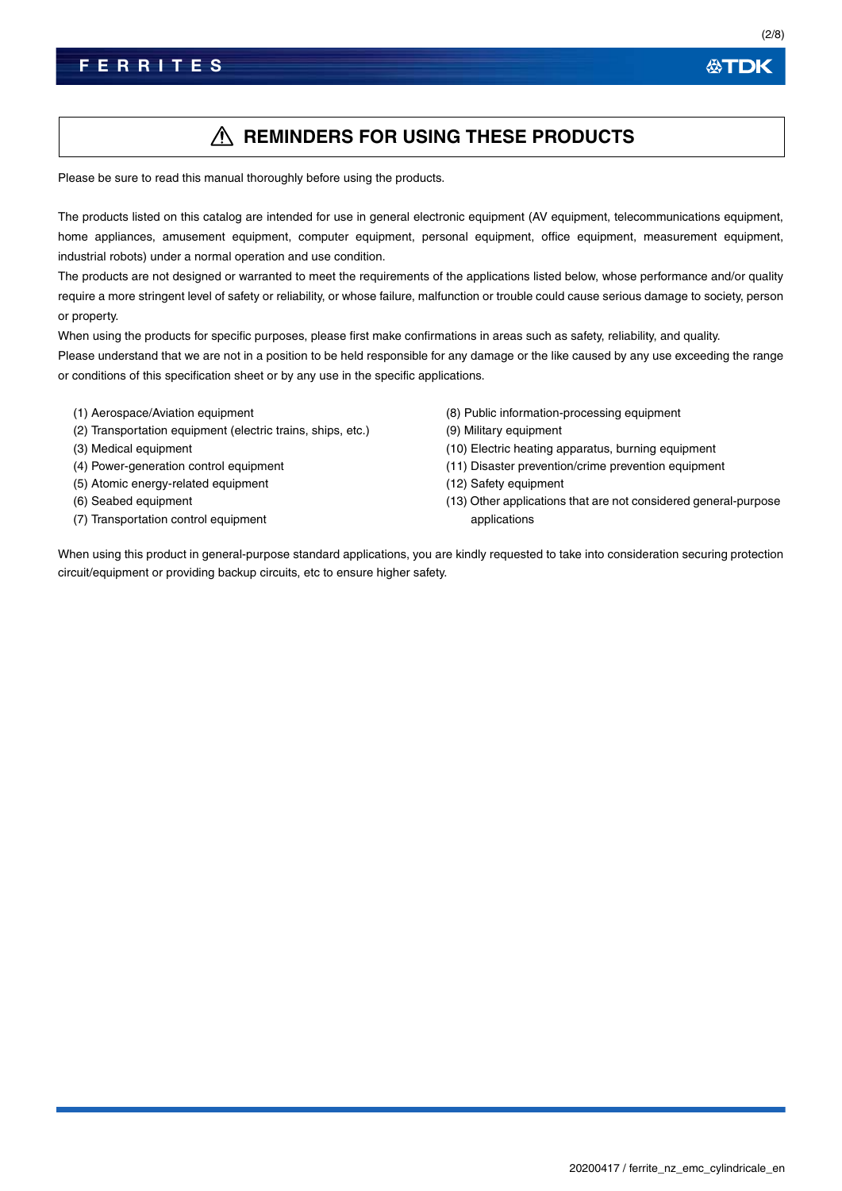# ⚠ REMINDERS FOR USING THESE PRODUCTS

Please be sure to read this manual thoroughly before using the products.

The products listed on this catalog are intended for use in general electronic equipment (AV equipment, telecommunications equipment, home appliances, amusement equipment, computer equipment, personal equipment, office equipment, measurement equipment, industrial robots) under a normal operation and use condition.

The products are not designed or warranted to meet the requirements of the applications listed below, whose performance and/or quality require a more stringent level of safety or reliability, or whose failure, malfunction or trouble could cause serious damage to society, person or property.

When using the products for specific purposes, please first make confirmations in areas such as safety, reliability, and quality.

Please understand that we are not in a position to be held responsible for any damage or the like caused by any use exceeding the range or conditions of this specification sheet or by any use in the specific applications.

(1) Aerospace/Aviation equipment
(2) Transportation equipment (electric trains, ships, etc.)
(3) Medical equipment
(4) Power-generation control equipment
(5) Atomic energy-related equipment
(6) Seabed equipment
(7) Transportation control equipment
(8) Public information-processing equipment
(9) Military equipment
(10) Electric heating apparatus, burning equipment
(11) Disaster prevention/crime prevention equipment
(12) Safety equipment
(13) Other applications that are not considered general-purpose applications

When using this product in general-purpose standard applications, you are kindly requested to take into consideration securing protection circuit/equipment or providing backup circuits, etc to ensure higher safety.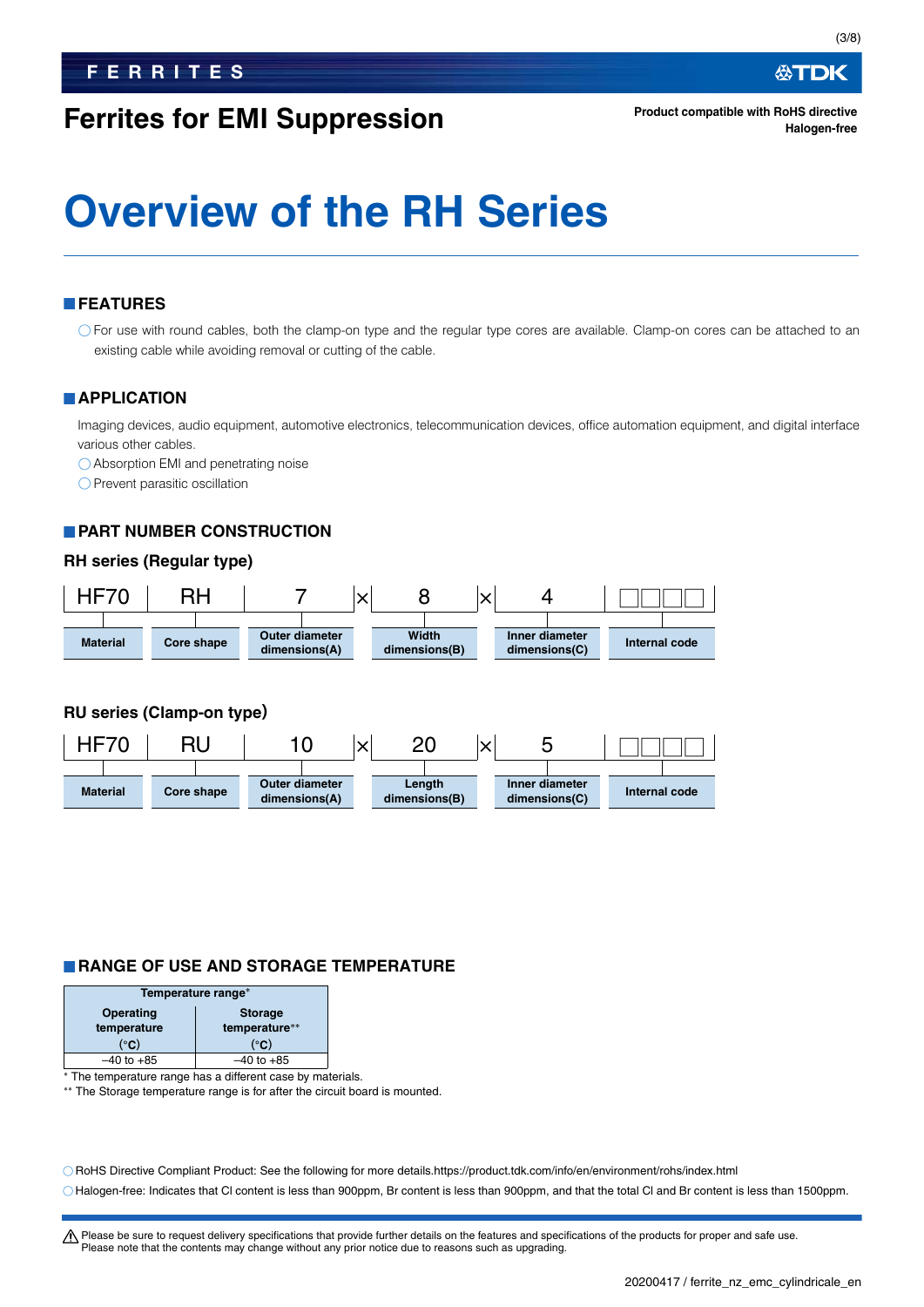# Ferrites for EMI Suppression

**Product compatible with RoHS directive**
**Halogen-free**

# Overview of the RH Series

## FEATURES

○ For use with round cables, both the clamp-on type and the regular type cores are available. Clamp-on cores can be attached to an existing cable while avoiding removal or cutting of the cable.

## APPLICATION

Imaging devices, audio equipment, automotive electronics, telecommunication devices, office automation equipment, and digital interface various other cables.

○ Absorption EMI and penetrating noise

○ Prevent parasitic oscillation

## PART NUMBER CONSTRUCTION

### RH series (Regular type)

| HF70 | RH | 7 | × | 8 | × | 4 | □□□□ |
|---|---|---|---|---|---|---|---|
| Material | Core shape | Outer diameter dimensions(A) | | Width dimensions(B) | | Inner diameter dimensions(C) | Internal code |

### RU series (Clamp-on type)

| HF70 | RU | 10 | × | 20 | × | 5 | □□□□ |
|---|---|---|---|---|---|---|---|
| Material | Core shape | Outer diameter dimensions(A) | | Length dimensions(B) | | Inner diameter dimensions(C) | Internal code |

## RANGE OF USE AND STORAGE TEMPERATURE

| Temperature range* | |
|---|---|
| Operating temperature (°C) | Storage temperature** (°C) |
| –40 to +85 | –40 to +85 |

\* The temperature range has a different case by materials.
\*\* The Storage temperature range is for after the circuit board is mounted.

○ RoHS Directive Compliant Product: See the following for more details.https://product.tdk.com/info/en/environment/rohs/index.html

○ Halogen-free: Indicates that Cl content is less than 900ppm, Br content is less than 900ppm, and that the total Cl and Br content is less than 1500ppm.

⚠ Please be sure to request delivery specifications that provide further details on the features and specifications of the products for proper and safe use.
Please note that the contents may change without any prior notice due to reasons such as upgrading.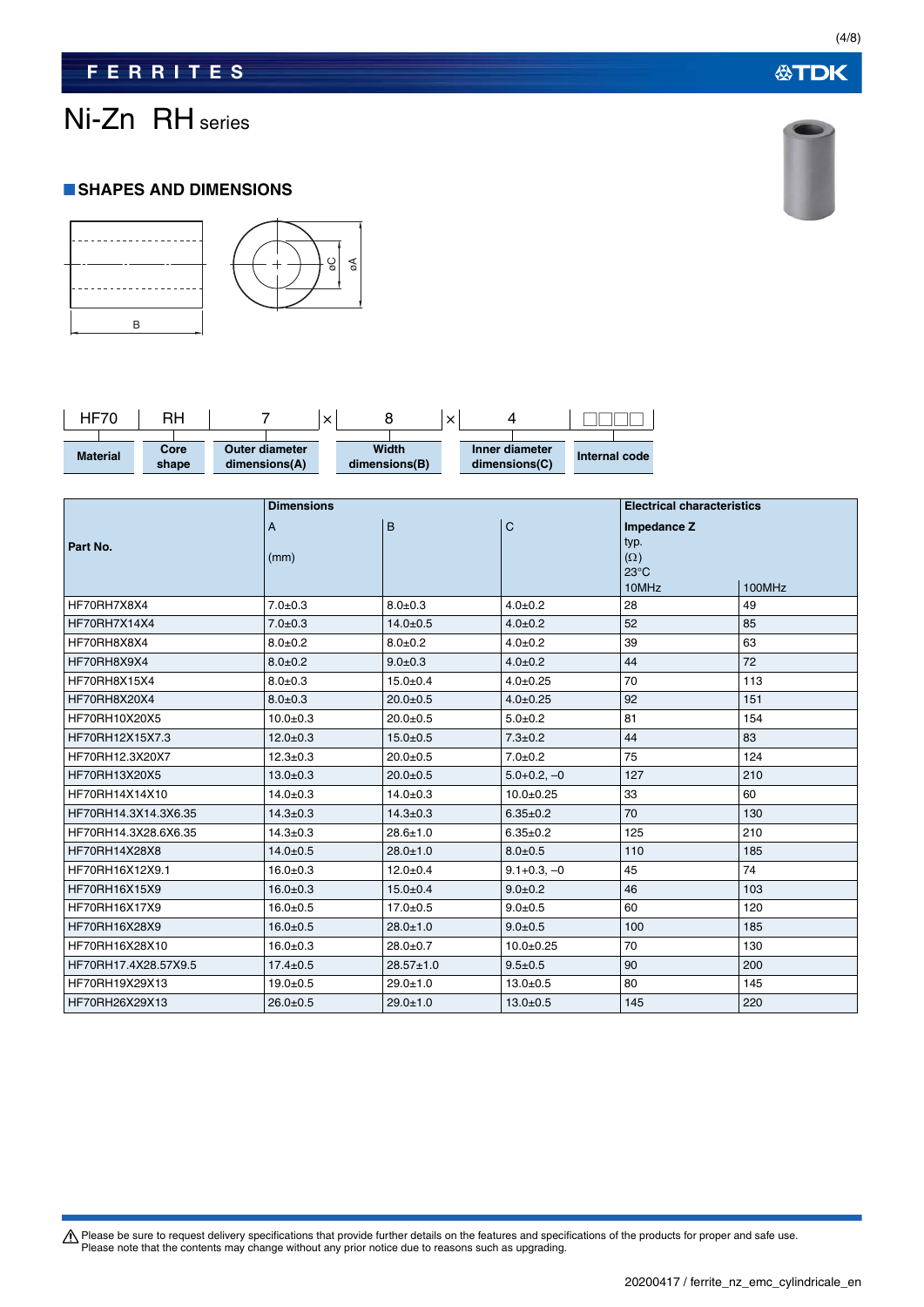# Ni-Zn RH series

## SHAPES AND DIMENSIONS

| HF70 | RH | 7 | × | 8 | × | 4 | □□□□ |
|---|---|---|---|---|---|---|---|
| Material | Core shape | Outer diameter dimensions(A) | | Width dimensions(B) | | Inner diameter dimensions(C) | Internal code |

| Part No. | Dimensions A (mm) | B | C | Electrical characteristics Impedance Z typ. (Ω) 23°C 10MHz | 100MHz |
|---|---|---|---|---|---|
| HF70RH7X8X4 | 7.0±0.3 | 8.0±0.3 | 4.0±0.2 | 28 | 49 |
| HF70RH7X14X4 | 7.0±0.3 | 14.0±0.5 | 4.0±0.2 | 52 | 85 |
| HF70RH8X8X4 | 8.0±0.2 | 8.0±0.2 | 4.0±0.2 | 39 | 63 |
| HF70RH8X9X4 | 8.0±0.2 | 9.0±0.3 | 4.0±0.2 | 44 | 72 |
| HF70RH8X15X4 | 8.0±0.3 | 15.0±0.4 | 4.0±0.25 | 70 | 113 |
| HF70RH8X20X4 | 8.0±0.3 | 20.0±0.5 | 4.0±0.25 | 92 | 151 |
| HF70RH10X20X5 | 10.0±0.3 | 20.0±0.5 | 5.0±0.2 | 81 | 154 |
| HF70RH12X15X7.3 | 12.0±0.3 | 15.0±0.5 | 7.3±0.2 | 44 | 83 |
| HF70RH12.3X20X7 | 12.3±0.3 | 20.0±0.5 | 7.0±0.2 | 75 | 124 |
| HF70RH13X20X5 | 13.0±0.3 | 20.0±0.5 | 5.0+0.2, −0 | 127 | 210 |
| HF70RH14X14X10 | 14.0±0.3 | 14.0±0.3 | 10.0±0.25 | 33 | 60 |
| HF70RH14.3X14.3X6.35 | 14.3±0.3 | 14.3±0.3 | 6.35±0.2 | 70 | 130 |
| HF70RH14.3X28.6X6.35 | 14.3±0.3 | 28.6±1.0 | 6.35±0.2 | 125 | 210 |
| HF70RH14X28X8 | 14.0±0.5 | 28.0±1.0 | 8.0±0.5 | 110 | 185 |
| HF70RH16X12X9.1 | 16.0±0.3 | 12.0±0.4 | 9.1+0.3, −0 | 45 | 74 |
| HF70RH16X15X9 | 16.0±0.3 | 15.0±0.4 | 9.0±0.2 | 46 | 103 |
| HF70RH16X17X9 | 16.0±0.5 | 17.0±0.5 | 9.0±0.5 | 60 | 120 |
| HF70RH16X28X9 | 16.0±0.5 | 28.0±1.0 | 9.0±0.5 | 100 | 185 |
| HF70RH16X28X10 | 16.0±0.3 | 28.0±0.7 | 10.0±0.25 | 70 | 130 |
| HF70RH17.4X28.57X9.5 | 17.4±0.5 | 28.57±1.0 | 9.5±0.5 | 90 | 200 |
| HF70RH19X29X13 | 19.0±0.5 | 29.0±1.0 | 13.0±0.5 | 80 | 145 |
| HF70RH26X29X13 | 26.0±0.5 | 29.0±1.0 | 13.0±0.5 | 145 | 220 |

⚠ Please be sure to request delivery specifications that provide further details on the features and specifications of the products for proper and safe use.
Please note that the contents may change without any prior notice due to reasons such as upgrading.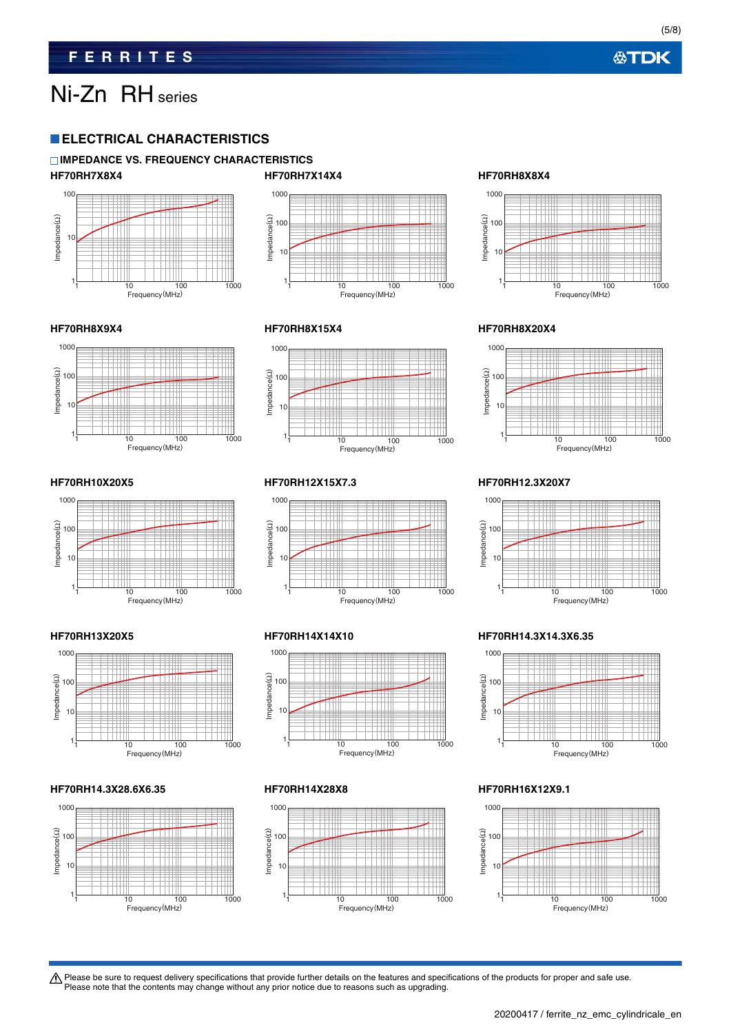# Ni-Zn RH series

## ELECTRICAL CHARACTERISTICS

### IMPEDANCE VS. FREQUENCY CHARACTERISTICS

**HF70RH7X8X4**

Impedance(Ω) 1, 10, 100
Frequency(MHz) 1, 10, 100, 1000

**HF70RH7X14X4**

Impedance(Ω) 1, 10, 100, 1000
Frequency(MHz) 1, 10, 100, 1000

**HF70RH8X8X4**

Impedance(Ω) 1, 10, 100, 1000
Frequency(MHz) 1, 10, 100, 1000

**HF70RH8X9X4**

Impedance(Ω) 1, 10, 100, 1000
Frequency(MHz) 1, 10, 100, 1000

**HF70RH8X15X4**

Impedance(Ω) 1, 10, 100, 1000
Frequency(MHz) 1, 10, 100, 1000

**HF70RH8X20X4**

Impedance(Ω) 1, 10, 100, 1000
Frequency(MHz) 1, 10, 100, 1000

**HF70RH10X20X5**

Impedance(Ω) 1, 10, 100, 1000
Frequency(MHz) 1, 10, 100, 1000

**HF70RH12X15X7.3**

Impedance(Ω) 1, 10, 100, 1000
Frequency(MHz) 1, 10, 100, 1000

**HF70RH12.3X20X7**

Impedance(Ω) 1, 10, 100, 1000
Frequency(MHz) 1, 10, 100, 1000

**HF70RH13X20X5**

Impedance(Ω) 1, 10, 100, 1000
Frequency(MHz) 1, 10, 100, 1000

**HF70RH14X14X10**

Impedance(Ω) 1, 10, 100, 1000
Frequency(MHz) 1, 10, 100, 1000

**HF70RH14.3X14.3X6.35**

Impedance(Ω) 1, 10, 100, 1000
Frequency(MHz) 1, 10, 100, 1000

**HF70RH14.3X28.6X6.35**

Impedance(Ω) 1, 10, 100, 1000
Frequency(MHz) 1, 10, 100, 1000

**HF70RH14X28X8**

Impedance(Ω) 1, 10, 100, 1000
Frequency(MHz) 1, 10, 100, 1000

**HF70RH16X12X9.1**

Impedance(Ω) 1, 10, 100, 1000
Frequency(MHz) 1, 10, 100, 1000

⚠ Please be sure to request delivery specifications that provide further details on the features and specifications of the products for proper and safe use.
Please note that the contents may change without any prior notice due to reasons such as upgrading.

20200417 / ferrite_nz_emc_cylindricale_en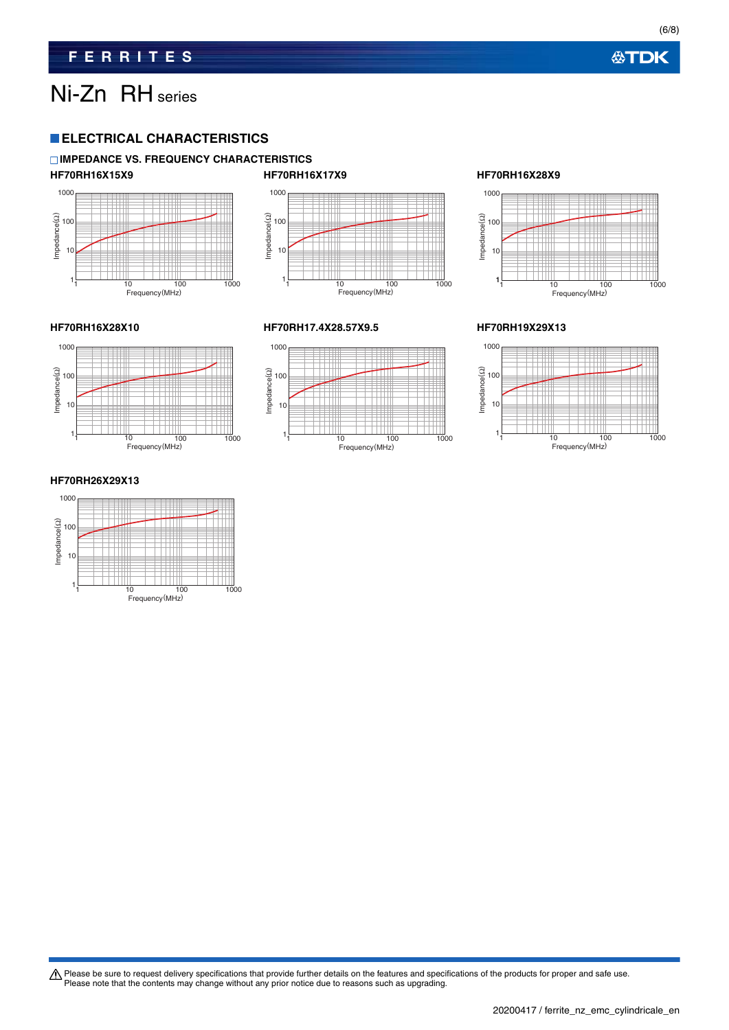# Ni-Zn RH series

## ELECTRICAL CHARACTERISTICS

### IMPEDANCE VS. FREQUENCY CHARACTERISTICS

**HF70RH16X15X9**

Impedance(Ω) 1000 100 10 1
1 10 100 1000
Frequency(MHz)

**HF70RH16X17X9**

Impedance(Ω) 1000 100 10 1
1 10 100 1000
Frequency(MHz)

**HF70RH16X28X9**

Impedance(Ω) 1000 100 10 1
1 10 100 1000
Frequency(MHz)

**HF70RH16X28X10**

Impedance(Ω) 1000 100 10 1
1 10 100 1000
Frequency(MHz)

**HF70RH17.4X28.57X9.5**

Impedance(Ω) 1000 100 10 1
1 10 100 1000
Frequency(MHz)

**HF70RH19X29X13**

Impedance(Ω) 1000 100 10 1
1 10 100 1000
Frequency(MHz)

**HF70RH26X29X13**

Impedance(Ω) 1000 100 10 1
1 10 100 1000
Frequency(MHz)

⚠ Please be sure to request delivery specifications that provide further details on the features and specifications of the products for proper and safe use.
Please note that the contents may change without any prior notice due to reasons such as upgrading.

20200417 / ferrite_nz_emc_cylindricale_en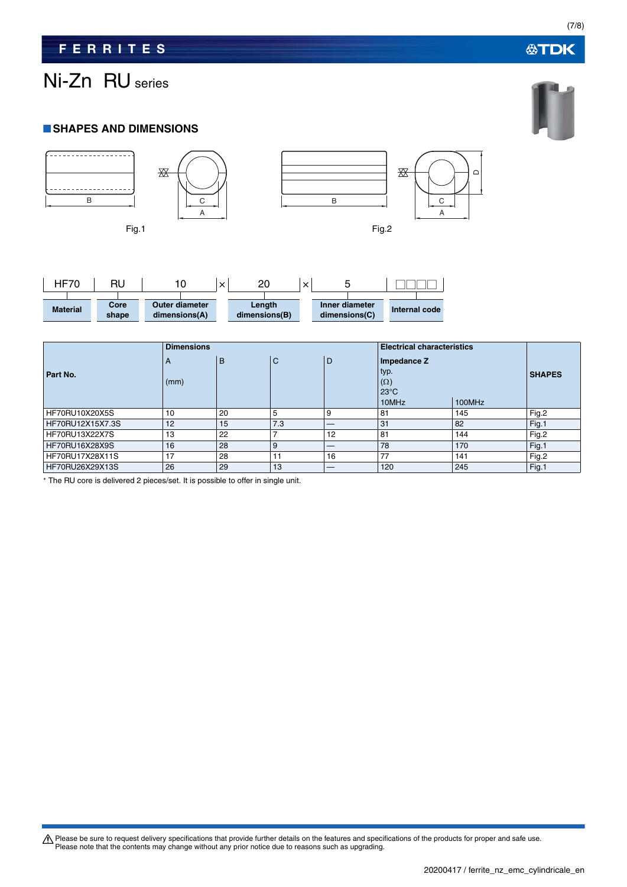# Ni-Zn RU series

## SHAPES AND DIMENSIONS

Fig.1

Fig.2

| HF70 | RU | 10 | × | 20 | × | 5 | □□□□ |
|---|---|---|---|---|---|---|---|
| Material | Core shape | Outer diameter dimensions(A) | | Length dimensions(B) | | Inner diameter dimensions(C) | Internal code |

| Part No. | Dimensions | | | | Electrical characteristics | | SHAPES |
|---|---|---|---|---|---|---|---|
| | A (mm) | B | C | D | Impedance Z typ. (Ω) 23°C | | |
| | | | | | 10MHz | 100MHz | |
| HF70RU10X20X5S | 10 | 20 | 5 | 9 | 81 | 145 | Fig.2 |
| HF70RU12X15X7.3S | 12 | 15 | 7.3 | — | 31 | 82 | Fig.1 |
| HF70RU13X22X7S | 13 | 22 | 7 | 12 | 81 | 144 | Fig.2 |
| HF70RU16X28X9S | 16 | 28 | 9 | — | 78 | 170 | Fig.1 |
| HF70RU17X28X11S | 17 | 28 | 11 | 16 | 77 | 141 | Fig.2 |
| HF70RU26X29X13S | 26 | 29 | 13 | — | 120 | 245 | Fig.1 |

* The RU core is delivered 2 pieces/set. It is possible to offer in single unit.

⚠ Please be sure to request delivery specifications that provide further details on the features and specifications of the products for proper and safe use.
Please note that the contents may change without any prior notice due to reasons such as upgrading.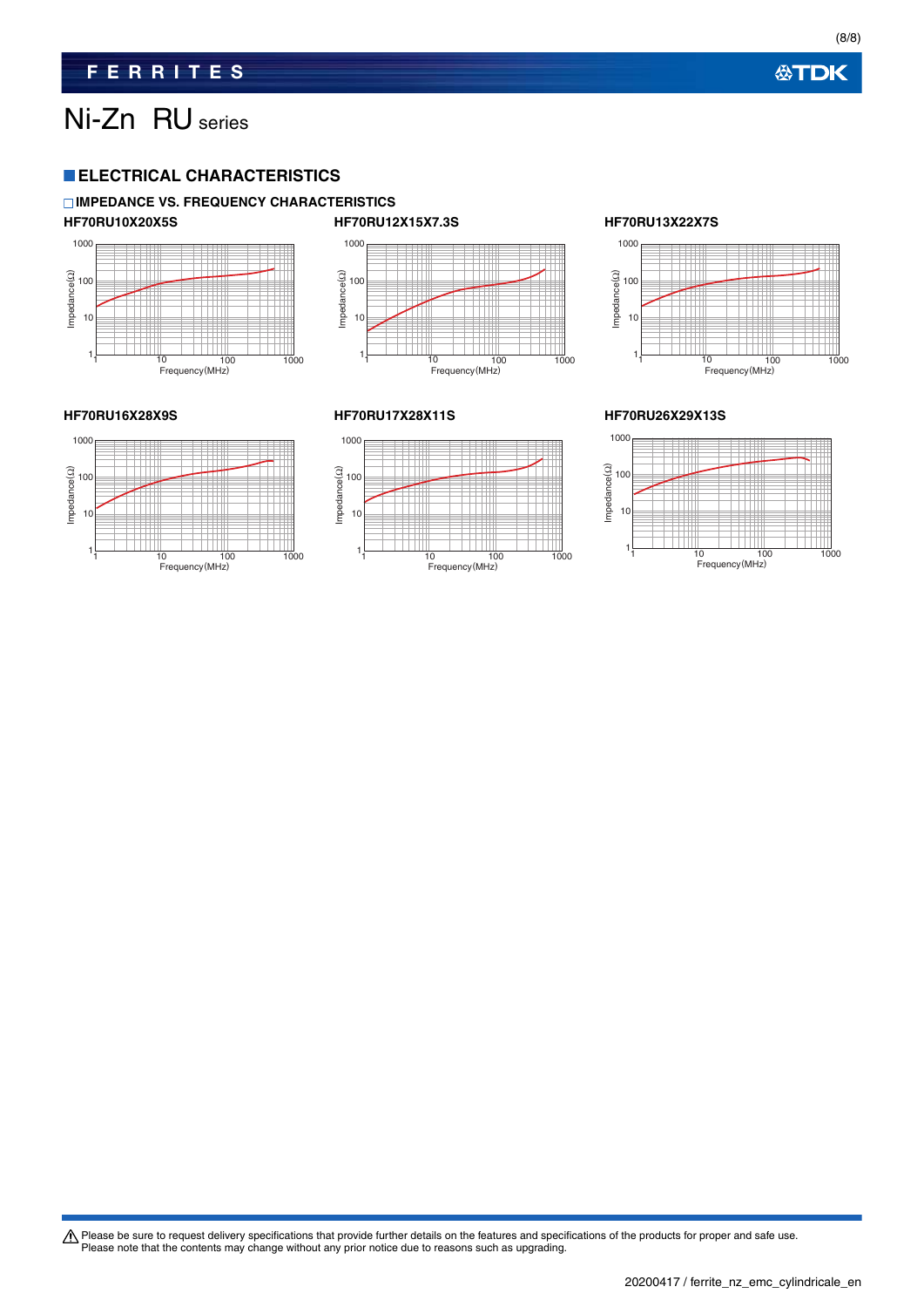# Ni-Zn RU series

## ELECTRICAL CHARACTERISTICS

### IMPEDANCE VS. FREQUENCY CHARACTERISTICS

**HF70RU10X20X5S**

Impedance(Ω)
1000
100
10
1
1
10
100
1000
Frequency(MHz)

**HF70RU12X15X7.3S**

Impedance(Ω)
1000
100
10
1
1
10
100
1000
Frequency(MHz)

**HF70RU13X22X7S**

Impedance(Ω)
1000
100
10
1
1
10
100
1000
Frequency(MHz)

**HF70RU16X28X9S**

Impedance(Ω)
1000
100
10
1
1
10
100
1000
Frequency(MHz)

**HF70RU17X28X11S**

Impedance(Ω)
1000
100
10
1
1
10
100
1000
Frequency(MHz)

**HF70RU26X29X13S**

Impedance(Ω)
1000
100
10
1
1
10
100
1000
Frequency(MHz)

⚠ Please be sure to request delivery specifications that provide further details on the features and specifications of the products for proper and safe use.
Please note that the contents may change without any prior notice due to reasons such as upgrading.